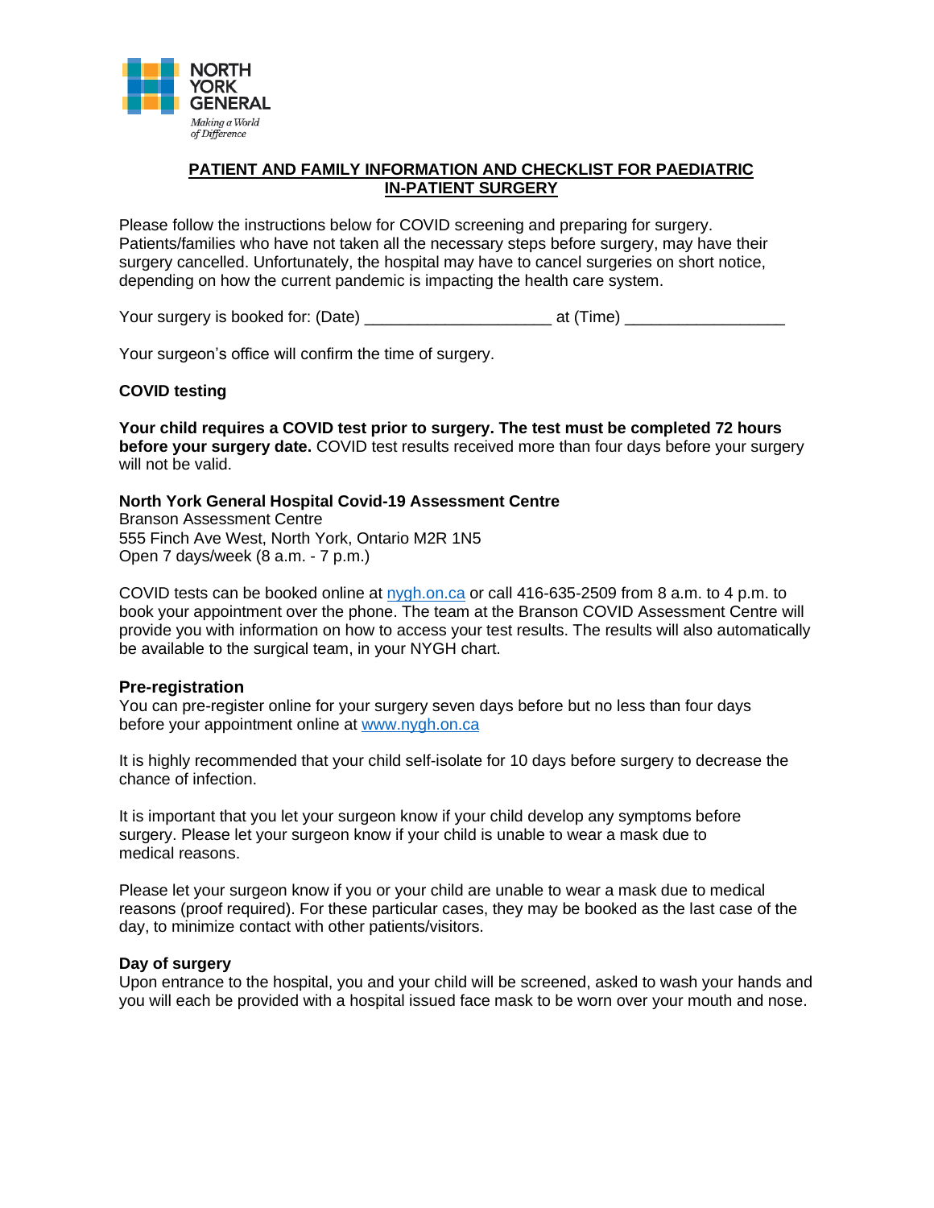NORTH YORK GENERAL

*Making a World of Difference*

# PATIENT AND FAMILY INFORMATION AND CHECKLIST FOR PAEDIATRIC IN-PATIENT SURGERY

Please follow the instructions below for COVID screening and preparing for surgery. Patients/families who have not taken all the necessary steps before surgery, may have their surgery cancelled. Unfortunately, the hospital may have to cancel surgeries on short notice, depending on how the current pandemic is impacting the health care system.

Your surgery is booked for: (Date) ____________________ at (Time) _________________

Your surgeon's office will confirm the time of surgery.

## COVID testing

**Your child requires a COVID test prior to surgery. The test must be completed 72 hours before your surgery date.** COVID test results received more than four days before your surgery will not be valid.

**North York General Hospital Covid-19 Assessment Centre**
Branson Assessment Centre
555 Finch Ave West, North York, Ontario M2R 1N5
Open 7 days/week (8 a.m. - 7 p.m.)

COVID tests can be booked online at [nygh.on.ca](nygh.on.ca) or call 416-635-2509 from 8 a.m. to 4 p.m. to book your appointment over the phone. The team at the Branson COVID Assessment Centre will provide you with information on how to access your test results. The results will also automatically be available to the surgical team, in your NYGH chart.

## Pre-registration

You can pre-register online for your surgery seven days before but no less than four days before your appointment online at [www.nygh.on.ca](www.nygh.on.ca)

It is highly recommended that your child self-isolate for 10 days before surgery to decrease the chance of infection.

It is important that you let your surgeon know if your child develop any symptoms before surgery. Please let your surgeon know if your child is unable to wear a mask due to medical reasons.

Please let your surgeon know if you or your child are unable to wear a mask due to medical reasons (proof required). For these particular cases, they may be booked as the last case of the day, to minimize contact with other patients/visitors.

## Day of surgery

Upon entrance to the hospital, you and your child will be screened, asked to wash your hands and you will each be provided with a hospital issued face mask to be worn over your mouth and nose.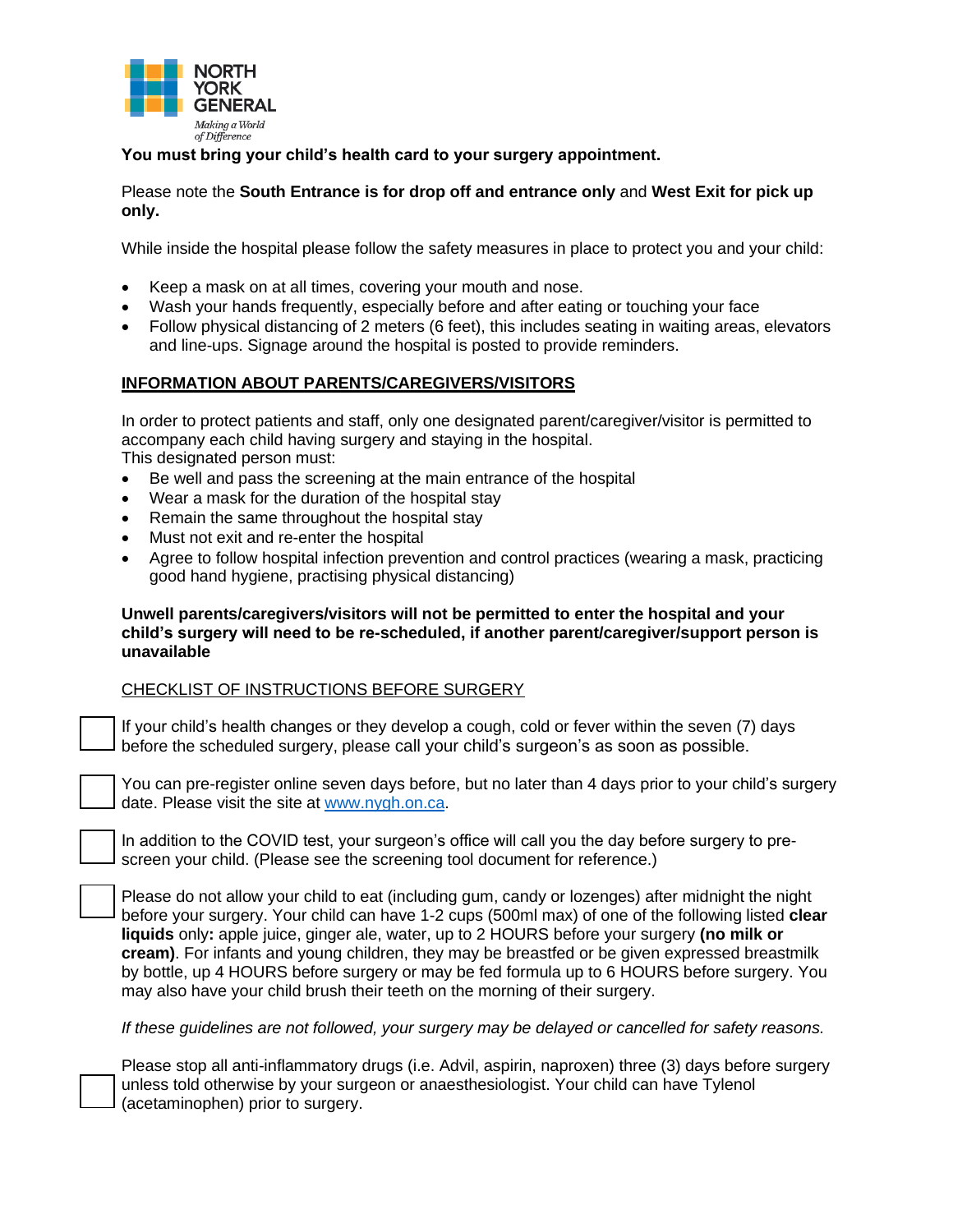**You must bring your child's health card to your surgery appointment.**

Please note the **South Entrance is for drop off and entrance only** and **West Exit for pick up only.**

While inside the hospital please follow the safety measures in place to protect you and your child:

- Keep a mask on at all times, covering your mouth and nose.
- Wash your hands frequently, especially before and after eating or touching your face
- Follow physical distancing of 2 meters (6 feet), this includes seating in waiting areas, elevators and line-ups. Signage around the hospital is posted to provide reminders.

## INFORMATION ABOUT PARENTS/CAREGIVERS/VISITORS

In order to protect patients and staff, only one designated parent/caregiver/visitor is permitted to accompany each child having surgery and staying in the hospital.
This designated person must:

- Be well and pass the screening at the main entrance of the hospital
- Wear a mask for the duration of the hospital stay
- Remain the same throughout the hospital stay
- Must not exit and re-enter the hospital
- Agree to follow hospital infection prevention and control practices (wearing a mask, practicing good hand hygiene, practising physical distancing)

**Unwell parents/caregivers/visitors will not be permitted to enter the hospital and your child's surgery will need to be re-scheduled, if another parent/caregiver/support person is unavailable**

## CHECKLIST OF INSTRUCTIONS BEFORE SURGERY

- [ ] If your child's health changes or they develop a cough, cold or fever within the seven (7) days before the scheduled surgery, please call your child's surgeon's as soon as possible.

- [ ] You can pre-register online seven days before, but no later than 4 days prior to your child's surgery date. Please visit the site at www.nygh.on.ca.

- [ ] In addition to the COVID test, your surgeon's office will call you the day before surgery to pre-screen your child. (Please see the screening tool document for reference.)

- [ ] Please do not allow your child to eat (including gum, candy or lozenges) after midnight the night before your surgery. Your child can have 1-2 cups (500ml max) of one of the following listed **clear liquids** only**:** apple juice, ginger ale, water, up to 2 HOURS before your surgery **(no milk or cream)**. For infants and young children, they may be breastfed or be given expressed breastmilk by bottle, up 4 HOURS before surgery or may be fed formula up to 6 HOURS before surgery. You may also have your child brush their teeth on the morning of their surgery.

*If these guidelines are not followed, your surgery may be delayed or cancelled for safety reasons.*

- [ ] Please stop all anti-inflammatory drugs (i.e. Advil, aspirin, naproxen) three (3) days before surgery unless told otherwise by your surgeon or anaesthesiologist. Your child can have Tylenol (acetaminophen) prior to surgery.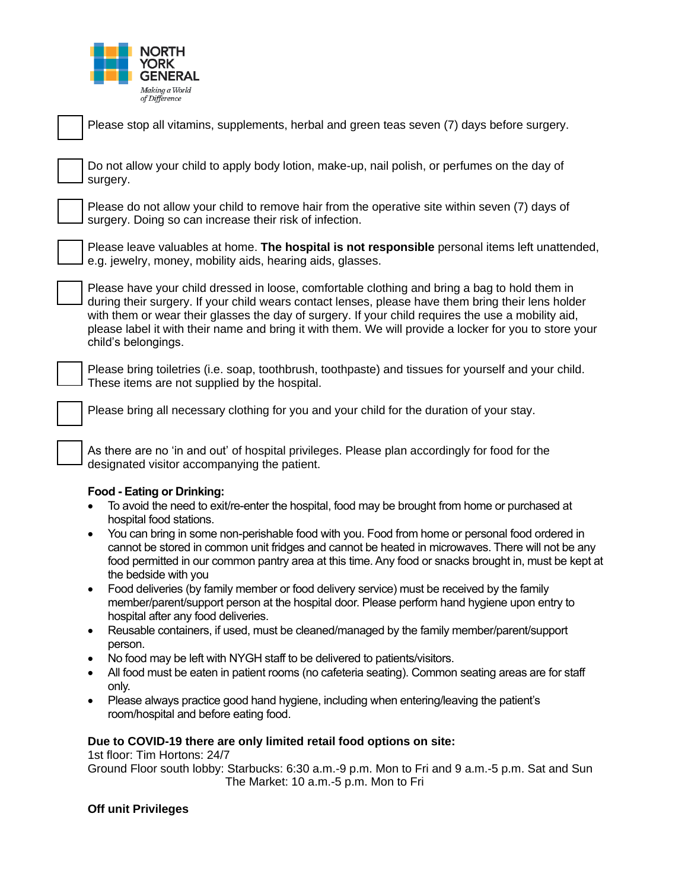- [ ] Please stop all vitamins, supplements, herbal and green teas seven (7) days before surgery.

- [ ] Do not allow your child to apply body lotion, make-up, nail polish, or perfumes on the day of surgery.

- [ ] Please do not allow your child to remove hair from the operative site within seven (7) days of surgery. Doing so can increase their risk of infection.

- [ ] Please leave valuables at home. **The hospital is not responsible** personal items left unattended, e.g. jewelry, money, mobility aids, hearing aids, glasses.

- [ ] Please have your child dressed in loose, comfortable clothing and bring a bag to hold them in during their surgery. If your child wears contact lenses, please have them bring their lens holder with them or wear their glasses the day of surgery. If your child requires the use a mobility aid, please label it with their name and bring it with them. We will provide a locker for you to store your child's belongings.

- [ ] Please bring toiletries (i.e. soap, toothbrush, toothpaste) and tissues for yourself and your child. These items are not supplied by the hospital.

- [ ] Please bring all necessary clothing for you and your child for the duration of your stay.

- [ ] As there are no 'in and out' of hospital privileges. Please plan accordingly for food for the designated visitor accompanying the patient.

**Food - Eating or Drinking:**

- To avoid the need to exit/re-enter the hospital, food may be brought from home or purchased at hospital food stations.
- You can bring in some non-perishable food with you. Food from home or personal food ordered in cannot be stored in common unit fridges and cannot be heated in microwaves. There will not be any food permitted in our common pantry area at this time. Any food or snacks brought in, must be kept at the bedside with you
- Food deliveries (by family member or food delivery service) must be received by the family member/parent/support person at the hospital door. Please perform hand hygiene upon entry to hospital after any food deliveries.
- Reusable containers, if used, must be cleaned/managed by the family member/parent/support person.
- No food may be left with NYGH staff to be delivered to patients/visitors.
- All food must be eaten in patient rooms (no cafeteria seating). Common seating areas are for staff only.
- Please always practice good hand hygiene, including when entering/leaving the patient's room/hospital and before eating food.

**Due to COVID-19 there are only limited retail food options on site:**

1st floor: Tim Hortons: 24/7

Ground Floor south lobby: Starbucks: 6:30 a.m.-9 p.m. Mon to Fri and 9 a.m.-5 p.m. Sat and Sun

The Market: 10 a.m.-5 p.m. Mon to Fri

**Off unit Privileges**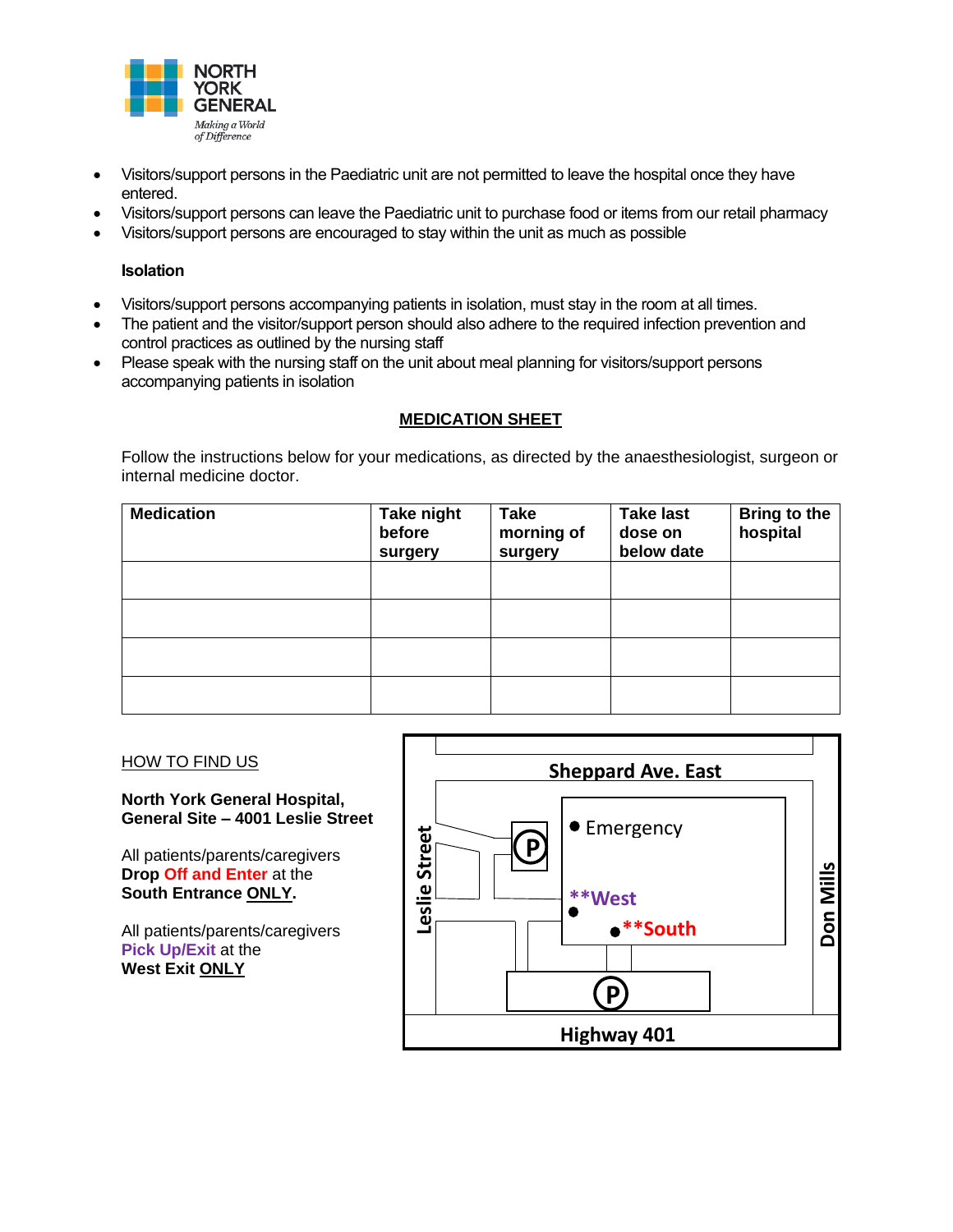- Visitors/support persons in the Paediatric unit are not permitted to leave the hospital once they have entered.
- Visitors/support persons can leave the Paediatric unit to purchase food or items from our retail pharmacy
- Visitors/support persons are encouraged to stay within the unit as much as possible

**Isolation**

- Visitors/support persons accompanying patients in isolation, must stay in the room at all times.
- The patient and the visitor/support person should also adhere to the required infection prevention and control practices as outlined by the nursing staff
- Please speak with the nursing staff on the unit about meal planning for visitors/support persons accompanying patients in isolation

## MEDICATION SHEET

Follow the instructions below for your medications, as directed by the anaesthesiologist, surgeon or internal medicine doctor.

| Medication | Take night before surgery | Take morning of surgery | Take last dose on below date | Bring to the hospital |
|---|---|---|---|---|
| | | | | |
| | | | | |
| | | | | |
| | | | | |

HOW TO FIND US

**North York General Hospital, General Site – 4001 Leslie Street**

All patients/parents/caregivers **Drop Off and Enter** at the **South Entrance ONLY.**

All patients/parents/caregivers **Pick Up/Exit** at the **West Exit ONLY**

Sheppard Ave. East
Emergency
**West
**South
Leslie Street
Don Mills
Highway 401
P
P